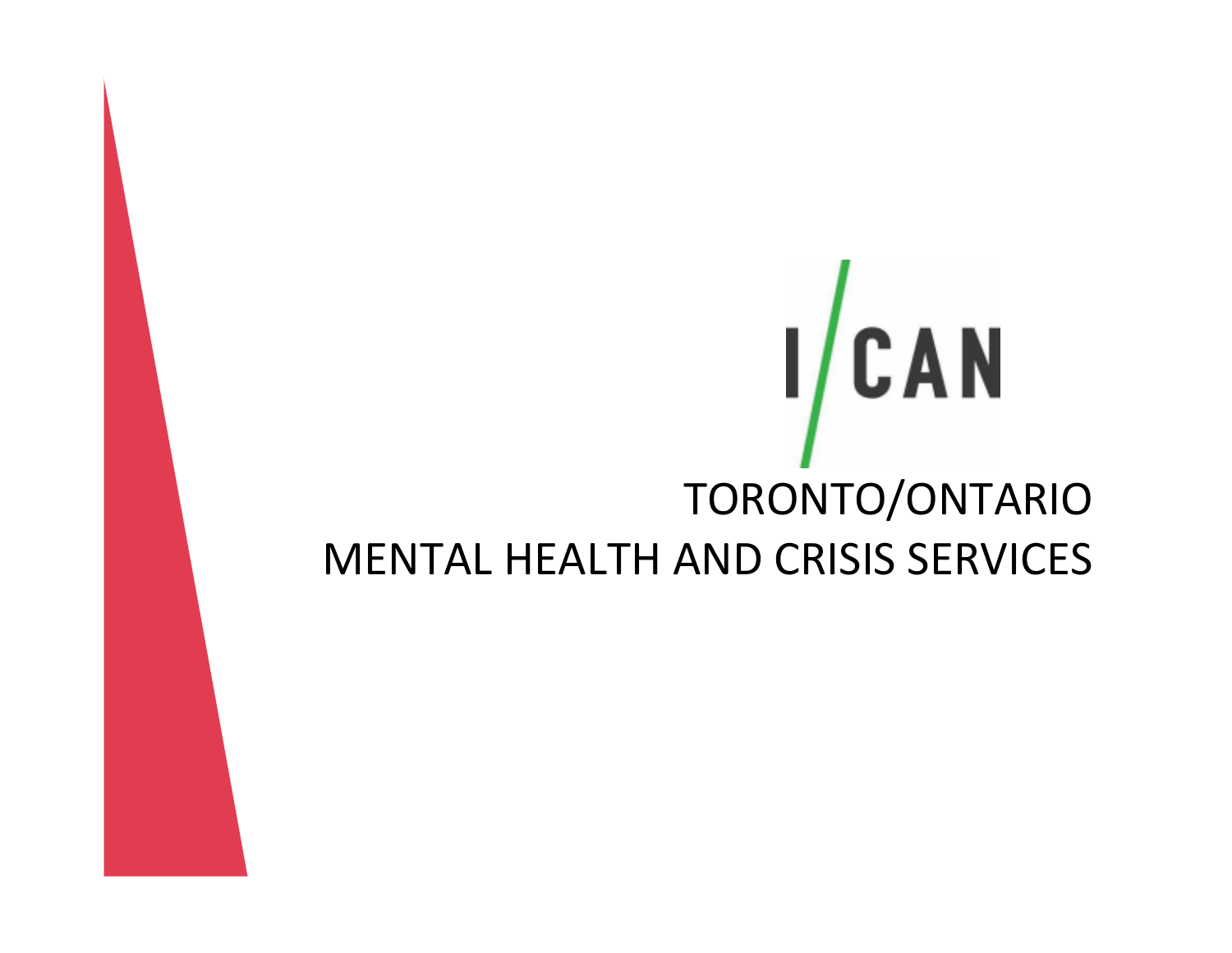I/CAN

# TORONTO/ONTARIO
# MENTAL HEALTH AND CRISIS SERVICES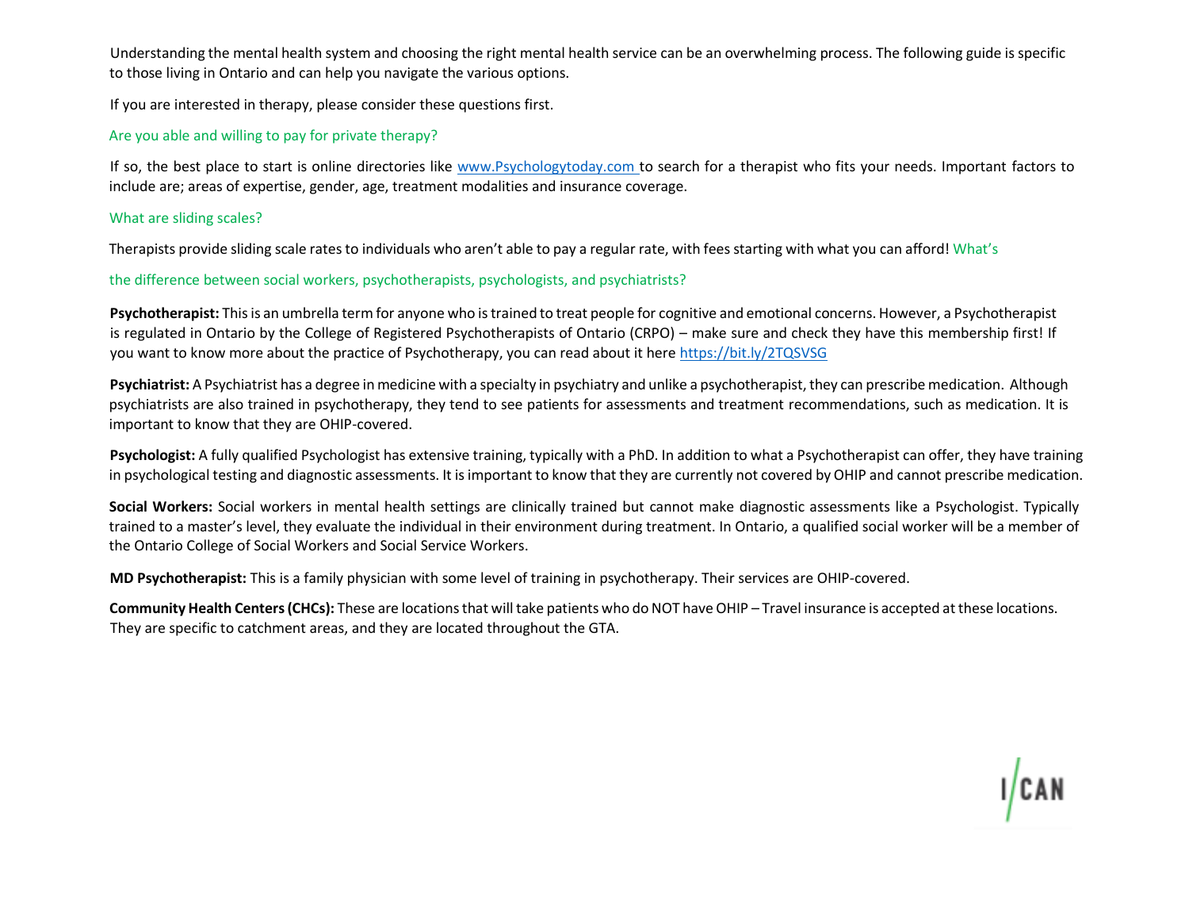Understanding the mental health system and choosing the right mental health service can be an overwhelming process. The following guide is specific to those living in Ontario and can help you navigate the various options.

If you are interested in therapy, please consider these questions first.

### Are you able and willing to pay for private therapy?

If so, the best place to start is online directories like [www.Psychologytoday.com](http://www.Psychologytoday.com) to search for a therapist who fits your needs. Important factors to include are; areas of expertise, gender, age, treatment modalities and insurance coverage.

### What are sliding scales?

Therapists provide sliding scale rates to individuals who aren't able to pay a regular rate, with fees starting with what you can afford!

### What's the difference between social workers, psychotherapists, psychologists, and psychiatrists?

**Psychotherapist:** This is an umbrella term for anyone who is trained to treat people for cognitive and emotional concerns. However, a Psychotherapist is regulated in Ontario by the College of Registered Psychotherapists of Ontario (CRPO) – make sure and check they have this membership first! If you want to know more about the practice of Psychotherapy, you can read about it here [https://bit.ly/2TQSVSG](https://bit.ly/2TQSVSG)

**Psychiatrist:** A Psychiatrist has a degree in medicine with a specialty in psychiatry and unlike a psychotherapist, they can prescribe medication. Although psychiatrists are also trained in psychotherapy, they tend to see patients for assessments and treatment recommendations, such as medication. It is important to know that they are OHIP-covered.

**Psychologist:** A fully qualified Psychologist has extensive training, typically with a PhD. In addition to what a Psychotherapist can offer, they have training in psychological testing and diagnostic assessments. It is important to know that they are currently not covered by OHIP and cannot prescribe medication.

**Social Workers:** Social workers in mental health settings are clinically trained but cannot make diagnostic assessments like a Psychologist. Typically trained to a master's level, they evaluate the individual in their environment during treatment. In Ontario, a qualified social worker will be a member of the Ontario College of Social Workers and Social Service Workers.

**MD Psychotherapist:** This is a family physician with some level of training in psychotherapy. Their services are OHIP-covered.

**Community Health Centers (CHCs):** These are locations that will take patients who do NOT have OHIP – Travel insurance is accepted at these locations. They are specific to catchment areas, and they are located throughout the GTA.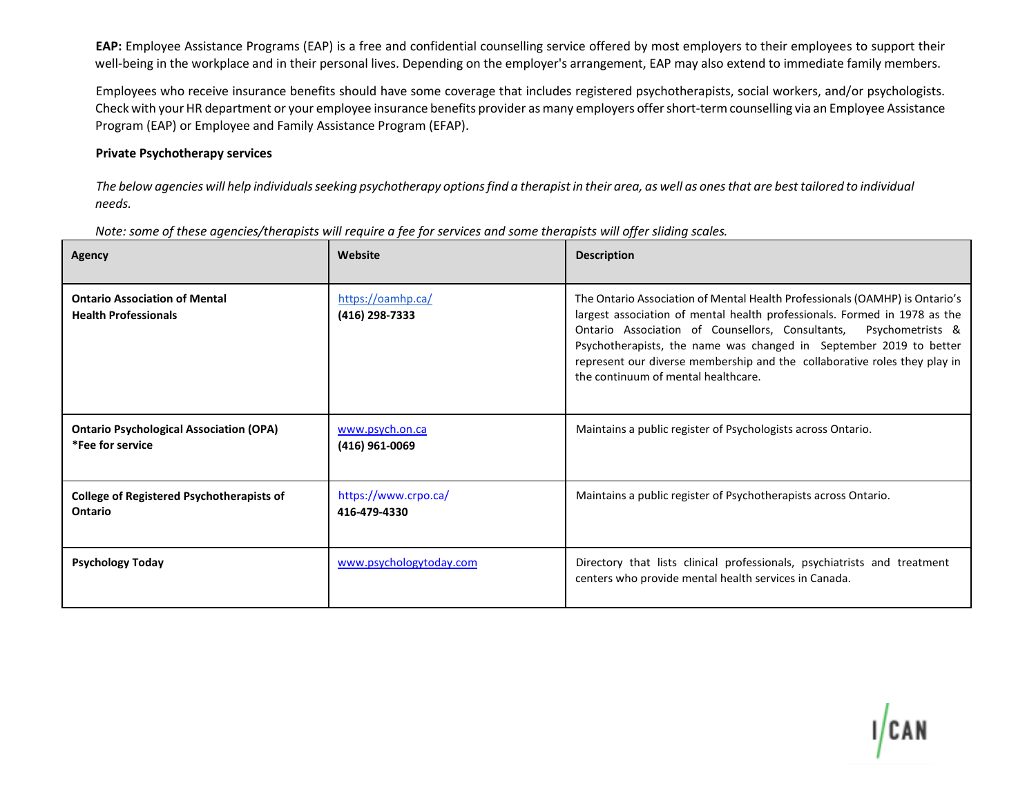**EAP:** Employee Assistance Programs (EAP) is a free and confidential counselling service offered by most employers to their employees to support their well-being in the workplace and in their personal lives. Depending on the employer's arrangement, EAP may also extend to immediate family members.

Employees who receive insurance benefits should have some coverage that includes registered psychotherapists, social workers, and/or psychologists. Check with your HR department or your employee insurance benefits provider as many employers offer short-term counselling via an Employee Assistance Program (EAP) or Employee and Family Assistance Program (EFAP).

**Private Psychotherapy services**

*The below agencies will help individuals seeking psychotherapy options find a therapist in their area, as well as ones that are best tailored to individual needs.*

*Note: some of these agencies/therapists will require a fee for services and some therapists will offer sliding scales.*

| **Agency** | **Website** | **Description** |
|---|---|---|
| **Ontario Association of Mental Health Professionals** | https://oamhp.ca/ **(416) 298-7333** | The Ontario Association of Mental Health Professionals (OAMHP) is Ontario's largest association of mental health professionals. Formed in 1978 as the Ontario Association of Counsellors, Consultants, Psychometrists & Psychotherapists, the name was changed in September 2019 to better represent our diverse membership and the collaborative roles they play in the continuum of mental healthcare. |
| **Ontario Psychological Association (OPA) *Fee for service** | www.psych.on.ca **(416) 961-0069** | Maintains a public register of Psychologists across Ontario. |
| **College of Registered Psychotherapists of Ontario** | https://www.crpo.ca/ **416-479-4330** | Maintains a public register of Psychotherapists across Ontario. |
| **Psychology Today** | www.psychologytoday.com | Directory that lists clinical professionals, psychiatrists and treatment centers who provide mental health services in Canada. |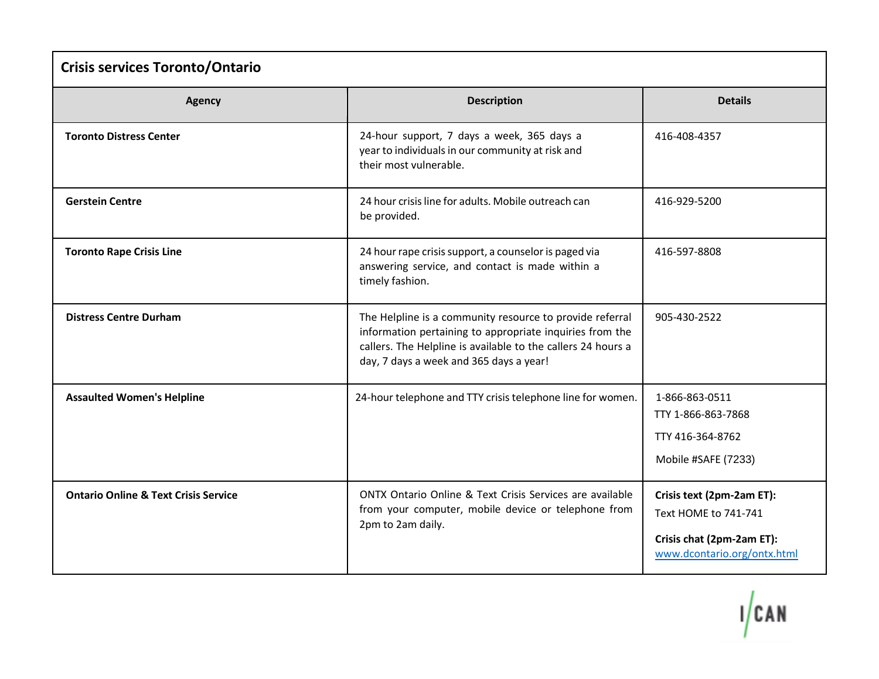| Crisis services Toronto/Ontario | | |
|---|---|---|
| **Agency** | **Description** | **Details** |
| **Toronto Distress Center** | 24-hour support, 7 days a week, 365 days a year to individuals in our community at risk and their most vulnerable. | 416-408-4357 |
| **Gerstein Centre** | 24 hour crisis line for adults. Mobile outreach can be provided. | 416-929-5200 |
| **Toronto Rape Crisis Line** | 24 hour rape crisis support, a counselor is paged via answering service, and contact is made within a timely fashion. | 416-597-8808 |
| **Distress Centre Durham** | The Helpline is a community resource to provide referral information pertaining to appropriate inquiries from the callers. The Helpline is available to the callers 24 hours a day, 7 days a week and 365 days a year! | 905-430-2522 |
| **Assaulted Women's Helpline** | 24-hour telephone and TTY crisis telephone line for women. | 1-866-863-0511<br>TTY 1-866-863-7868<br>TTY 416-364-8762<br>Mobile #SAFE (7233) |
| **Ontario Online & Text Crisis Service** | ONTX Ontario Online & Text Crisis Services are available from your computer, mobile device or telephone from 2pm to 2am daily. | **Crisis text (2pm-2am ET):**<br>Text HOME to 741-741<br>**Crisis chat (2pm-2am ET):**<br>www.dcontario.org/ontx.html |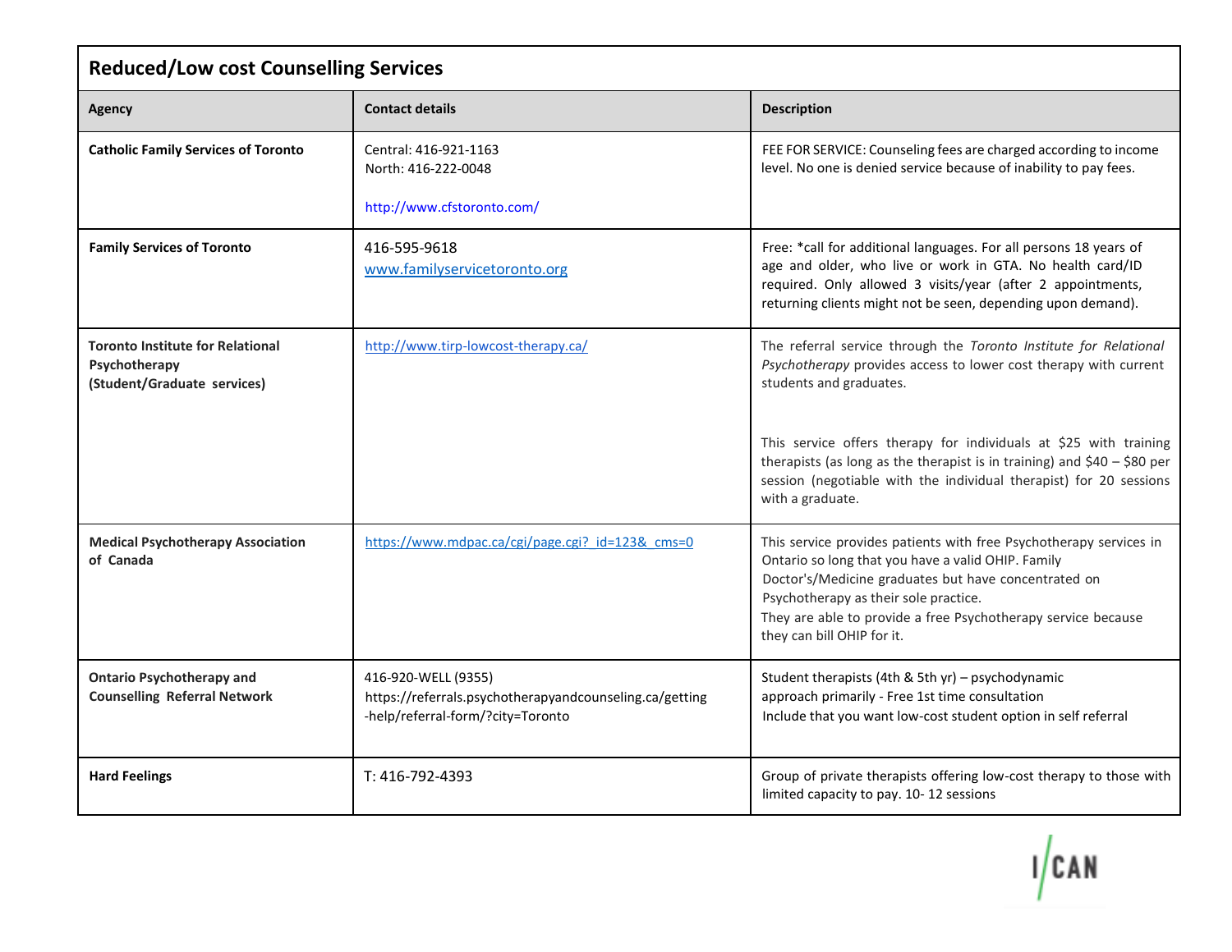## Reduced/Low cost Counselling Services

| Agency | Contact details | Description |
|---|---|---|
| **Catholic Family Services of Toronto** | Central: 416-921-1163<br>North: 416-222-0048<br><br>http://www.cfstoronto.com/ | FEE FOR SERVICE: Counseling fees are charged according to income level. No one is denied service because of inability to pay fees. |
| **Family Services of Toronto** | 416-595-9618<br>www.familyservicetoronto.org | Free: *call for additional languages. For all persons 18 years of age and older, who live or work in GTA. No health card/ID required. Only allowed 3 visits/year (after 2 appointments, returning clients might not be seen, depending upon demand). |
| **Toronto Institute for Relational Psychotherapy (Student/Graduate services)** | http://www.tirp-lowcost-therapy.ca/ | The referral service through the *Toronto Institute for Relational Psychotherapy* provides access to lower cost therapy with current students and graduates.<br><br>This service offers therapy for individuals at $25 with training therapists (as long as the therapist is in training) and $40 – $80 per session (negotiable with the individual therapist) for 20 sessions with a graduate. |
| **Medical Psychotherapy Association of Canada** | https://www.mdpac.ca/cgi/page.cgi?_id=123&_cms=0 | This service provides patients with free Psychotherapy services in Ontario so long that you have a valid OHIP. Family Doctor's/Medicine graduates but have concentrated on Psychotherapy as their sole practice.<br>They are able to provide a free Psychotherapy service because they can bill OHIP for it. |
| **Ontario Psychotherapy and Counselling Referral Network** | 416-920-WELL (9355)<br>https://referrals.psychotherapyandcounseling.ca/getting-help/referral-form/?city=Toronto | Student therapists (4th & 5th yr) – psychodynamic approach primarily - Free 1st time consultation<br>Include that you want low-cost student option in self referral |
| **Hard Feelings** | T: 416-792-4393 | Group of private therapists offering low-cost therapy to those with limited capacity to pay. 10- 12 sessions |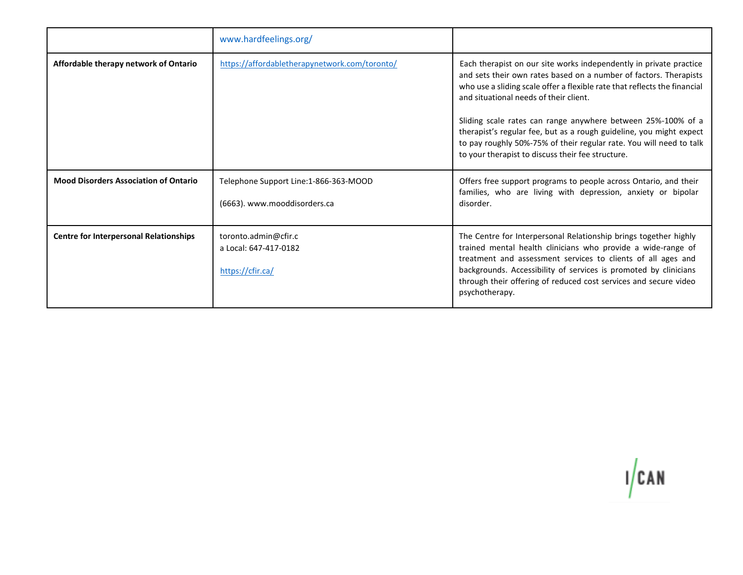| | | |
|---|---|---|
| | www.hardfeelings.org/ | |
| **Affordable therapy network of Ontario** | https://affordabletherapynetwork.com/toronto/ | Each therapist on our site works independently in private practice and sets their own rates based on a number of factors. Therapists who use a sliding scale offer a flexible rate that reflects the financial and situational needs of their client.<br><br>Sliding scale rates can range anywhere between 25%-100% of a therapist's regular fee, but as a rough guideline, you might expect to pay roughly 50%-75% of their regular rate. You will need to talk to your therapist to discuss their fee structure. |
| **Mood Disorders Association of Ontario** | Telephone Support Line:1-866-363-MOOD<br><br>(6663). www.mooddisorders.ca | Offers free support programs to people across Ontario, and their families, who are living with depression, anxiety or bipolar disorder. |
| **Centre for Interpersonal Relationships** | toronto.admin@cfir.c<br>a Local: 647-417-0182<br><br>https://cfir.ca/ | The Centre for Interpersonal Relationship brings together highly trained mental health clinicians who provide a wide-range of treatment and assessment services to clients of all ages and backgrounds. Accessibility of services is promoted by clinicians through their offering of reduced cost services and secure video psychotherapy. |